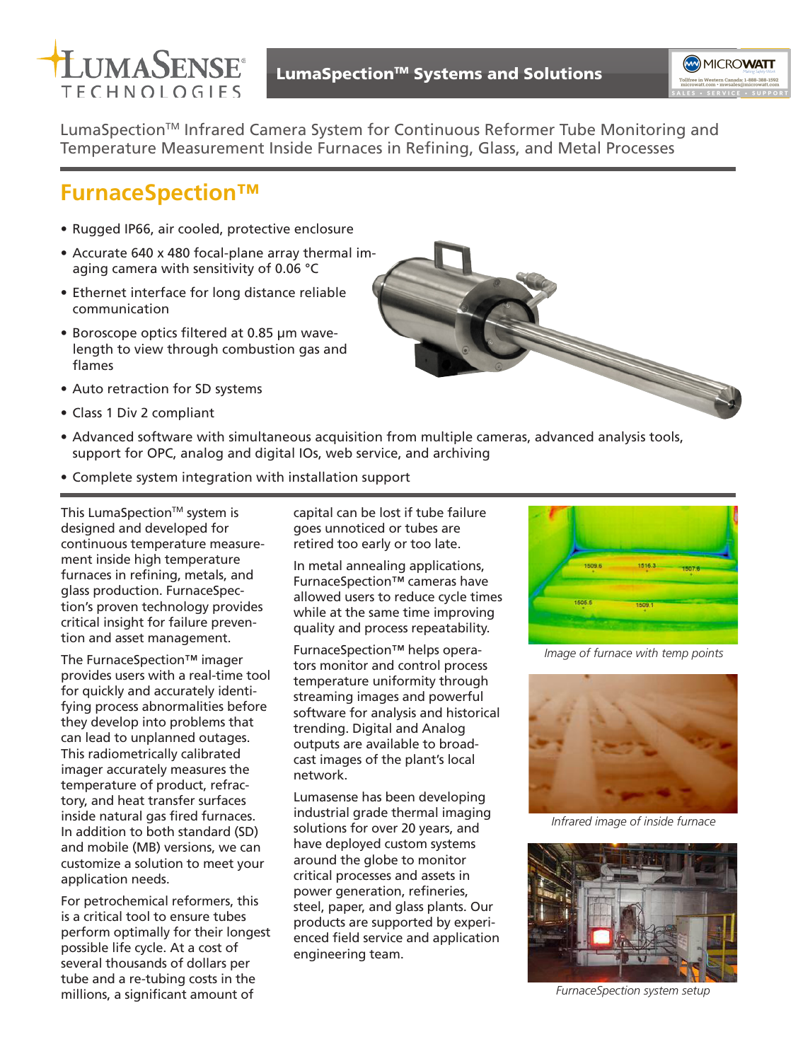LumaSpection™ Systems and Solutions

LumaSpection™ Infrared Camera System for Continuous Reformer Tube Monitoring and Temperature Measurement Inside Furnaces in Refining, Glass, and Metal Processes

## FurnaceSpection™

- Rugged IP66, air cooled, protective enclosure
- Accurate 640 x 480 focal-plane array thermal imaging camera with sensitivity of 0.06 °C
- Ethernet interface for long distance reliable communication
- Boroscope optics filtered at 0.85 µm wavelength to view through combustion gas and flames
- Auto retraction for SD systems
- Class 1 Div 2 compliant
- Advanced software with simultaneous acquisition from multiple cameras, advanced analysis tools, support for OPC, analog and digital IOs, web service, and archiving
- Complete system integration with installation support

This LumaSpection™ system is designed and developed for continuous temperature measurement inside high temperature furnaces in refining, metals, and glass production. FurnaceSpection's proven technology provides critical insight for failure prevention and asset management.

The FurnaceSpection™ imager provides users with a real-time tool for quickly and accurately identifying process abnormalities before they develop into problems that can lead to unplanned outages. This radiometrically calibrated imager accurately measures the temperature of product, refractory, and heat transfer surfaces inside natural gas fired furnaces. In addition to both standard (SD) and mobile (MB) versions, we can customize a solution to meet your application needs.

For petrochemical reformers, this is a critical tool to ensure tubes perform optimally for their longest possible life cycle. At a cost of several thousands of dollars per tube and a re-tubing costs in the millions, a significant amount of capital can be lost if tube failure goes unnoticed or tubes are retired too early or too late.

In metal annealing applications, FurnaceSpection™ cameras have allowed users to reduce cycle times while at the same time improving quality and process repeatability.

FurnaceSpection™ helps operators monitor and control process temperature uniformity through streaming images and powerful software for analysis and historical trending. Digital and Analog outputs are available to broadcast images of the plant's local network.

Lumasense has been developing industrial grade thermal imaging solutions for over 20 years, and have deployed custom systems around the globe to monitor critical processes and assets in power generation, refineries, steel, paper, and glass plants. Our products are supported by experienced field service and application engineering team.

*Image of furnace with temp points*

*Infrared image of inside furnace*

*FurnaceSpection system setup*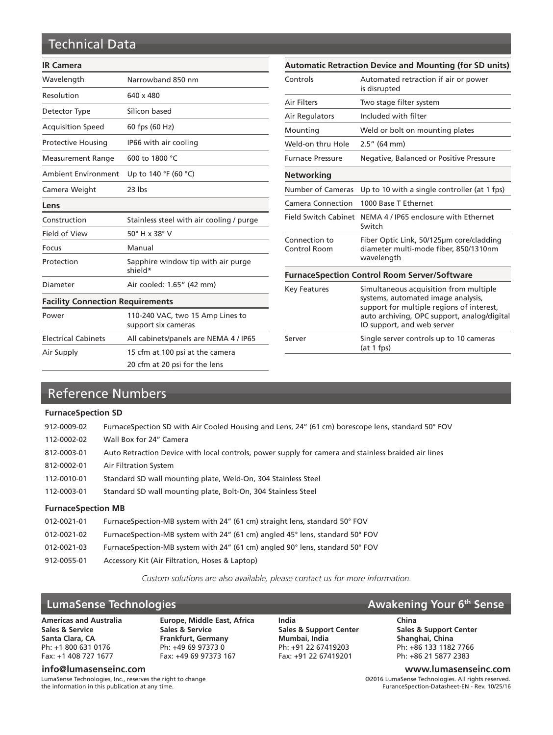## Technical Data

| IR Camera | |
|---|---|
| Wavelength | Narrowband 850 nm |
| Resolution | 640 x 480 |
| Detector Type | Silicon based |
| Acquisition Speed | 60 fps (60 Hz) |
| Protective Housing | IP66 with air cooling |
| Measurement Range | 600 to 1800 °C |
| Ambient Environment | Up to 140 °F (60 °C) |
| Camera Weight | 23 lbs |

| Lens | |
|---|---|
| Construction | Stainless steel with air cooling / purge |
| Field of View | 50° H x 38° V |
| Focus | Manual |
| Protection | Sapphire window tip with air purge shield* |
| Diameter | Air cooled: 1.65" (42 mm) |

| Facility Connection Requirements | |
|---|---|
| Power | 110-240 VAC, two 15 Amp Lines to support six cameras |
| Electrical Cabinets | All cabinets/panels are NEMA 4 / IP65 |
| Air Supply | 15 cfm at 100 psi at the camera<br>20 cfm at 20 psi for the lens |

| Automatic Retraction Device and Mounting (for SD units) | |
|---|---|
| Controls | Automated retraction if air or power is disrupted |
| Air Filters | Two stage filter system |
| Air Regulators | Included with filter |
| Mounting | Weld or bolt on mounting plates |
| Weld-on thru Hole | 2.5" (64 mm) |
| Furnace Pressure | Negative, Balanced or Positive Pressure |

| Networking | |
|---|---|
| Number of Cameras | Up to 10 with a single controller (at 1 fps) |
| Camera Connection | 1000 Base T Ethernet |
| Field Switch Cabinet | NEMA 4 / IP65 enclosure with Ethernet Switch |
| Connection to Control Room | Fiber Optic Link, 50/125μm core/cladding diameter multi-mode fiber, 850/1310nm wavelength |

| FurnaceSpection Control Room Server/Software | |
|---|---|
| Key Features | Simultaneous acquisition from multiple systems, automated image analysis, support for multiple regions of interest, auto archiving, OPC support, analog/digital IO support, and web server |
| Server | Single server controls up to 10 cameras (at 1 fps) |

## Reference Numbers

### FurnaceSpection SD

| | |
|---|---|
| 912-0009-02 | FurnaceSpection SD with Air Cooled Housing and Lens, 24" (61 cm) borescope lens, standard 50° FOV |
| 112-0002-02 | Wall Box for 24" Camera |
| 812-0003-01 | Auto Retraction Device with local controls, power supply for camera and stainless braided air lines |
| 812-0002-01 | Air Filtration System |
| 112-0010-01 | Standard SD wall mounting plate, Weld-On, 304 Stainless Steel |
| 112-0003-01 | Standard SD wall mounting plate, Bolt-On, 304 Stainless Steel |

### FurnaceSpection MB

| | |
|---|---|
| 012-0021-01 | FurnaceSpection-MB system with 24" (61 cm) straight lens, standard 50° FOV |
| 012-0021-02 | FurnaceSpection-MB system with 24" (61 cm) angled 45° lens, standard 50° FOV |
| 012-0021-03 | FurnaceSpection-MB system with 24" (61 cm) angled 90° lens, standard 50° FOV |
| 912-0055-01 | Accessory Kit (Air Filtration, Hoses & Laptop) |

*Custom solutions are also available, please contact us for more information.*

## LumaSense Technologies

**Awakening Your 6th Sense**

**Americas and Australia**
**Sales & Service**
**Santa Clara, CA**
Ph: +1 800 631 0176
Fax: +1 408 727 1677

**Europe, Middle East, Africa**
**Sales & Service**
**Frankfurt, Germany**
Ph: +49 69 97373 0
Fax: +49 69 97373 167

**India**
**Sales & Support Center**
**Mumbai, India**
Ph: +91 22 67419203
Fax: +91 22 67419201

**China**
**Sales & Support Center**
**Shanghai, China**
Ph: +86 133 1182 7766
Ph: +86 21 5877 2383

**info@lumasenseinc.com**

**www.lumasenseinc.com**

LumaSense Technologies, Inc., reserves the right to change the information in this publication at any time.

©2016 LumaSense Technologies. All rights reserved.
FuranceSpection-Datasheet-EN - Rev. 10/25/16